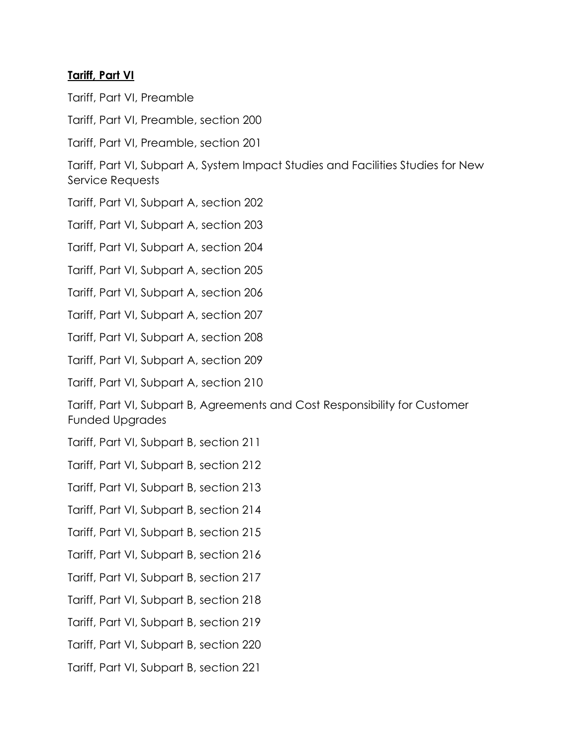**Tariff, Part VI**

Tariff, Part VI, Preamble

Tariff, Part VI, Preamble, section 200

Tariff, Part VI, Preamble, section 201

Tariff, Part VI, Subpart A, System Impact Studies and Facilities Studies for New Service Requests

Tariff, Part VI, Subpart A, section 202

Tariff, Part VI, Subpart A, section 203

Tariff, Part VI, Subpart A, section 204

Tariff, Part VI, Subpart A, section 205

Tariff, Part VI, Subpart A, section 206

Tariff, Part VI, Subpart A, section 207

Tariff, Part VI, Subpart A, section 208

Tariff, Part VI, Subpart A, section 209

Tariff, Part VI, Subpart A, section 210

Tariff, Part VI, Subpart B, Agreements and Cost Responsibility for Customer Funded Upgrades

Tariff, Part VI, Subpart B, section 211

Tariff, Part VI, Subpart B, section 212

Tariff, Part VI, Subpart B, section 213

Tariff, Part VI, Subpart B, section 214

Tariff, Part VI, Subpart B, section 215

Tariff, Part VI, Subpart B, section 216

Tariff, Part VI, Subpart B, section 217

Tariff, Part VI, Subpart B, section 218

Tariff, Part VI, Subpart B, section 219

Tariff, Part VI, Subpart B, section 220

Tariff, Part VI, Subpart B, section 221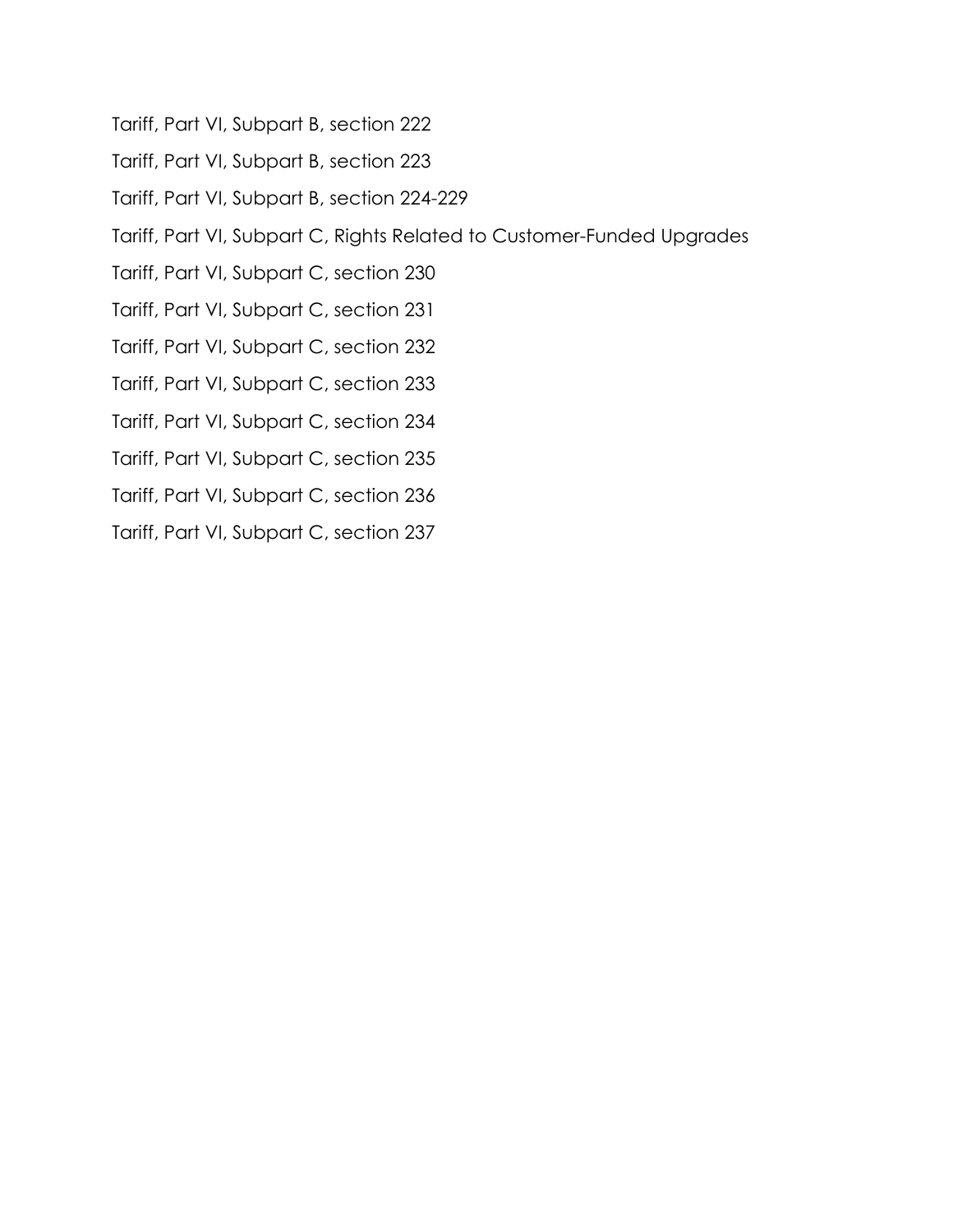Tariff, Part VI, Subpart B, section 222

Tariff, Part VI, Subpart B, section 223

Tariff, Part VI, Subpart B, section 224-229

Tariff, Part VI, Subpart C, Rights Related to Customer-Funded Upgrades

Tariff, Part VI, Subpart C, section 230

Tariff, Part VI, Subpart C, section 231

Tariff, Part VI, Subpart C, section 232

Tariff, Part VI, Subpart C, section 233

Tariff, Part VI, Subpart C, section 234

Tariff, Part VI, Subpart C, section 235

Tariff, Part VI, Subpart C, section 236

Tariff, Part VI, Subpart C, section 237